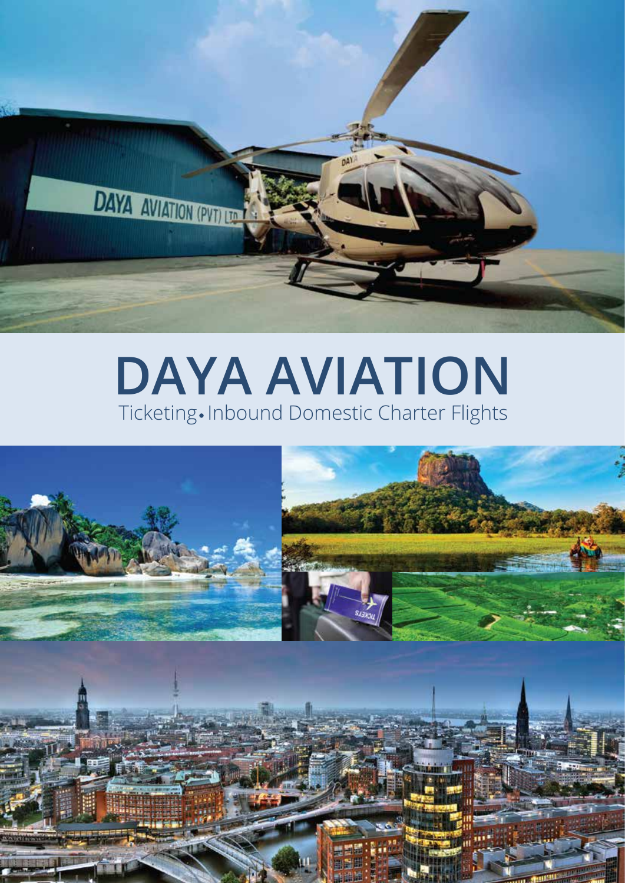# DAYA AVIATION

Ticketing • Inbound Domestic Charter Flights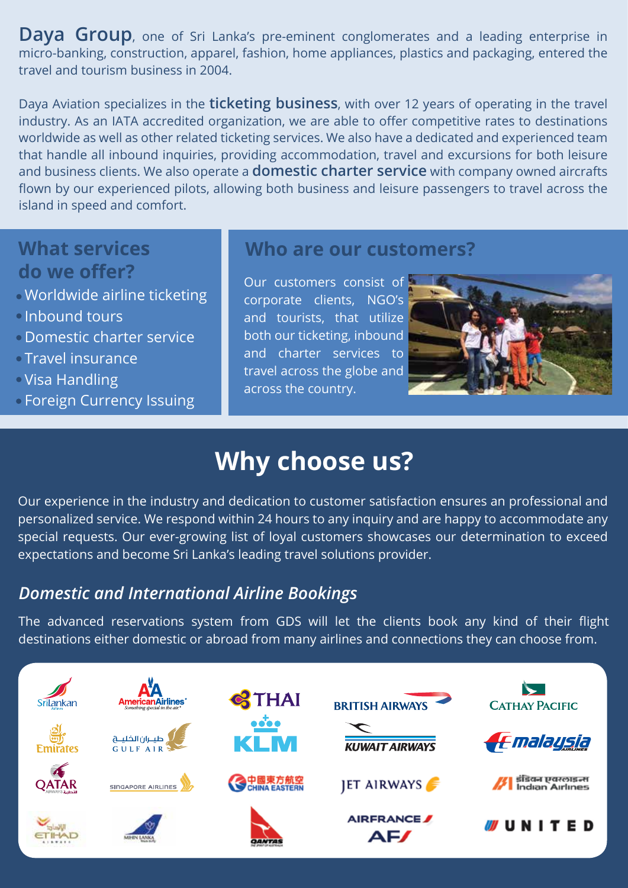**Daya Group**, one of Sri Lanka's pre-eminent conglomerates and a leading enterprise in micro-banking, construction, apparel, fashion, home appliances, plastics and packaging, entered the travel and tourism business in 2004.

Daya Aviation specializes in the **ticketing business**, with over 12 years of operating in the travel industry. As an IATA accredited organization, we are able to offer competitive rates to destinations worldwide as well as other related ticketing services. We also have a dedicated and experienced team that handle all inbound inquiries, providing accommodation, travel and excursions for both leisure and business clients. We also operate a **domestic charter service** with company owned aircrafts flown by our experienced pilots, allowing both business and leisure passengers to travel across the island in speed and comfort.

## What services do we offer?

- Worldwide airline ticketing
- Inbound tours
- Domestic charter service
- Travel insurance
- Visa Handling
- Foreign Currency Issuing

## Who are our customers?

Our customers consist of corporate clients, NGO's and tourists, that utilize both our ticketing, inbound and charter services to travel across the globe and across the country.

# Why choose us?

Our experience in the industry and dedication to customer satisfaction ensures an professional and personalized service. We respond within 24 hours to any inquiry and are happy to accommodate any special requests. Our ever-growing list of loyal customers showcases our determination to exceed expectations and become Sri Lanka's leading travel solutions provider.

### *Domestic and International Airline Bookings*

The advanced reservations system from GDS will let the clients book any kind of their flight destinations either domestic or abroad from many airlines and connections they can choose from.

SriLankan Airlines · American Airlines · THAI · British Airways · Cathay Pacific · Emirates · طيران الخليج Gulf Air · KLM · Kuwait Airways · Malaysia Airlines · Qatar Airways · Singapore Airlines · 中國東方航空 China Eastern · Jet Airways · इंडियन एयरलाइन्स Indian Airlines · Etihad Airways · Mihin Lanka · Qantas · Air France · United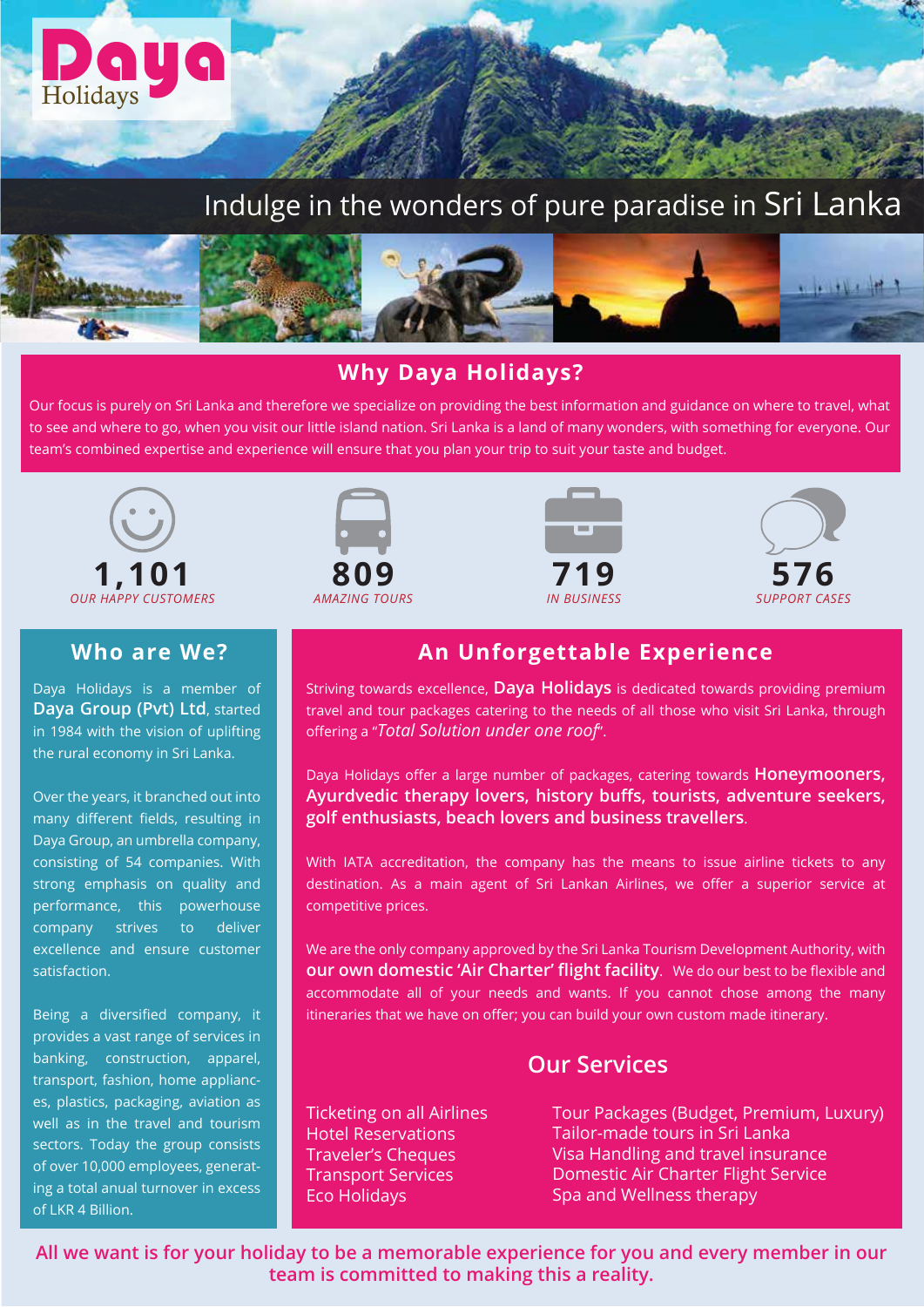Daya Holidays

# Indulge in the wonders of pure paradise in Sri Lanka

## Why Daya Holidays?

Our focus is purely on Sri Lanka and therefore we specialize on providing the best information and guidance on where to travel, what to see and where to go, when you visit our little island nation. Sri Lanka is a land of many wonders, with something for everyone. Our team's combined expertise and experience will ensure that you plan your trip to suit your taste and budget.

**1,101**
*OUR HAPPY CUSTOMERS*

**809**
*AMAZING TOURS*

**719**
*IN BUSINESS*

**576**
*SUPPORT CASES*

## Who are We?

Daya Holidays is a member of **Daya Group (Pvt) Ltd**, started in 1984 with the vision of uplifting the rural economy in Sri Lanka.

Over the years, it branched out into many different fields, resulting in Daya Group, an umbrella company, consisting of 54 companies. With strong emphasis on quality and performance, this powerhouse company strives to deliver excellence and ensure customer satisfaction.

Being a diversified company, it provides a vast range of services in banking, construction, apparel, transport, fashion, home appliances, plastics, packaging, aviation as well as in the travel and tourism sectors. Today the group consists of over 10,000 employees, generating a total anual turnover in excess of LKR 4 Billion.

## An Unforgettable Experience

Striving towards excellence, **Daya Holidays** is dedicated towards providing premium travel and tour packages catering to the needs of all those who visit Sri Lanka, through offering a "*Total Solution under one roof*".

Daya Holidays offer a large number of packages, catering towards **Honeymooners, Ayurdvedic therapy lovers, history buffs, tourists, adventure seekers, golf enthusiasts, beach lovers and business travellers**.

With IATA accreditation, the company has the means to issue airline tickets to any destination. As a main agent of Sri Lankan Airlines, we offer a superior service at competitive prices.

We are the only company approved by the Sri Lanka Tourism Development Authority, with **our own domestic 'Air Charter' flight facility**. We do our best to be flexible and accommodate all of your needs and wants. If you cannot chose among the many itineraries that we have on offer; you can build your own custom made itinerary.

## Our Services

- Ticketing on all Airlines
- Hotel Reservations
- Traveler's Cheques
- Transport Services
- Eco Holidays
- Tour Packages (Budget, Premium, Luxury)
- Tailor-made tours in Sri Lanka
- Visa Handling and travel insurance
- Domestic Air Charter Flight Service
- Spa and Wellness therapy

**All we want is for your holiday to be a memorable experience for you and every member in our team is committed to making this a reality.**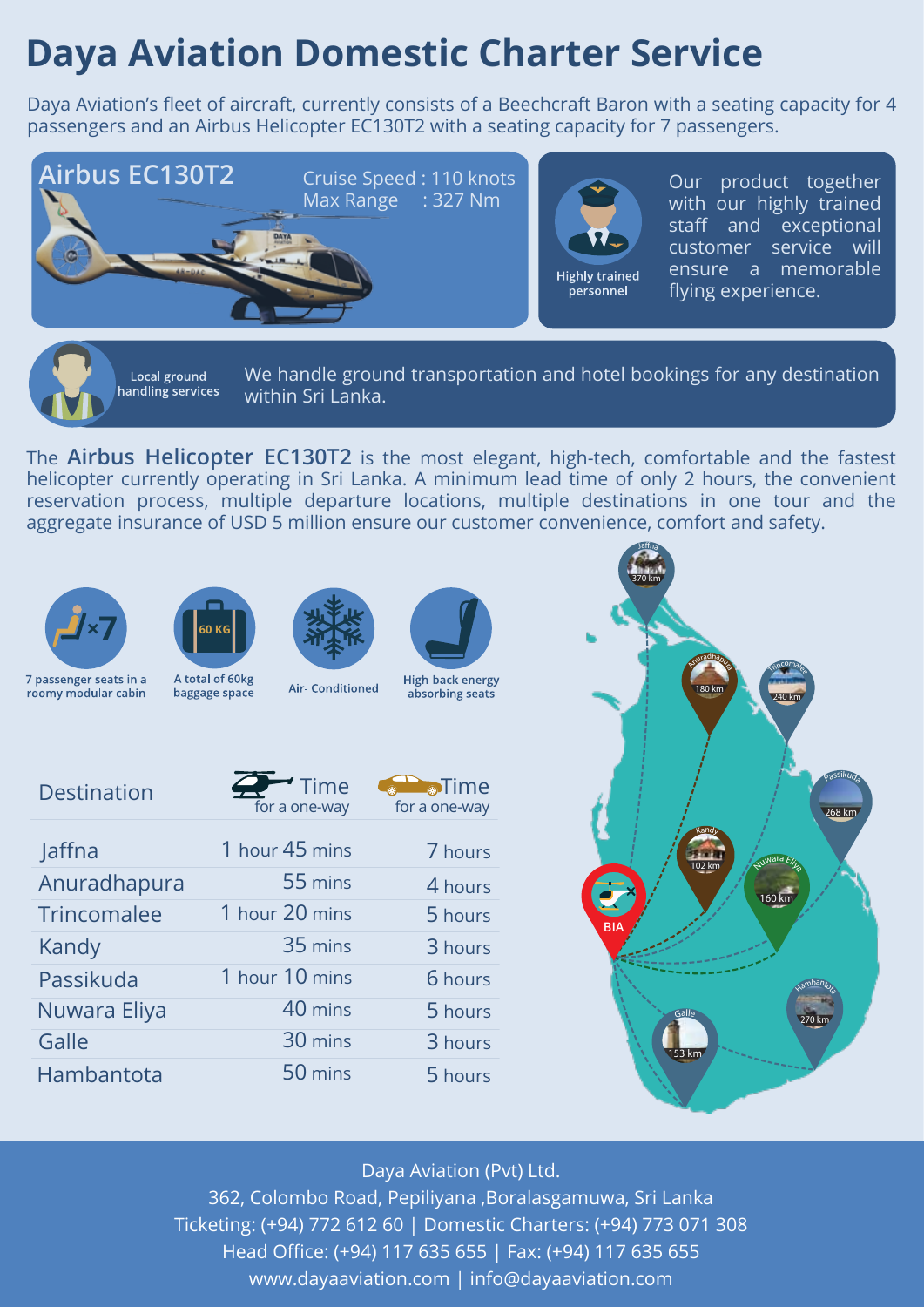# Daya Aviation Domestic Charter Service

Daya Aviation's fleet of aircraft, currently consists of a Beechcraft Baron with a seating capacity for 4 passengers and an Airbus Helicopter EC130T2 with a seating capacity for 7 passengers.

## Airbus EC130T2

Cruise Speed : 110 knots
Max Range : 327 Nm

**Highly trained personnel**

Our product together with our highly trained staff and exceptional customer service will ensure a memorable flying experience.

**Local ground handling services**

We handle ground transportation and hotel bookings for any destination within Sri Lanka.

The **Airbus Helicopter EC130T2** is the most elegant, high-tech, comfortable and the fastest helicopter currently operating in Sri Lanka. A minimum lead time of only 2 hours, the convenient reservation process, multiple departure locations, multiple destinations in one tour and the aggregate insurance of USD 5 million ensure our customer convenience, comfort and safety.

- 7 passenger seats in a roomy modular cabin
- A total of 60kg baggage space
- Air- Conditioned
- High-back energy absorbing seats

| Destination | Time for a one-way (Helicopter) | Time for a one-way (Car) |
|---|---|---|
| Jaffna | 1 hour 45 mins | 7 hours |
| Anuradhapura | 55 mins | 4 hours |
| Trincomalee | 1 hour 20 mins | 5 hours |
| Kandy | 35 mins | 3 hours |
| Passikuda | 1 hour 10 mins | 6 hours |
| Nuwara Eliya | 40 mins | 5 hours |
| Galle | 30 mins | 3 hours |
| Hambantota | 50 mins | 5 hours |

BIA
Jaffna 370 km
Anuradhapura 180 km
Trincomalee 240 km
Passikuda 268 km
Kandy 102 km
Nuwara Eliya 160 km
Galle 153 km
Hambantota 270 km

Daya Aviation (Pvt) Ltd.
362, Colombo Road, Pepiliyana ,Boralasgamuwa, Sri Lanka
Ticketing: (+94) 772 612 60 | Domestic Charters: (+94) 773 071 308
Head Office: (+94) 117 635 655 | Fax: (+94) 117 635 655
www.dayaaviation.com | info@dayaaviation.com